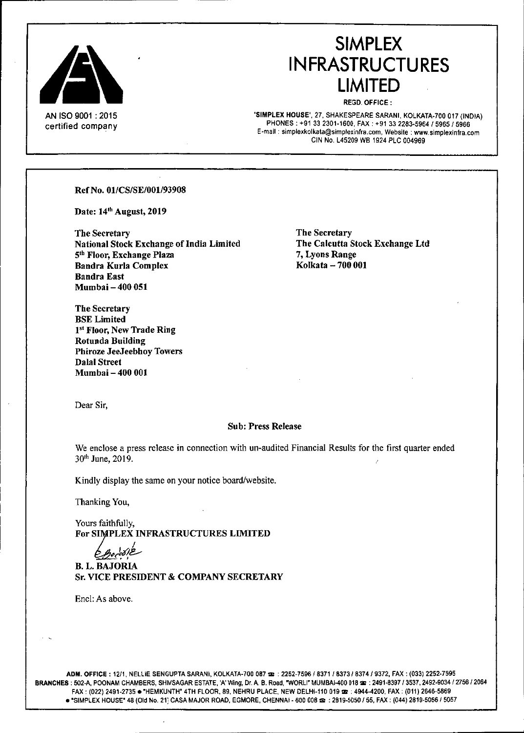# SIMPLEX INFRASTRUCTURES LIMITED

AN ISO 9001 : 2015 certified company

REGD. OFFICE :

'SIMPLEX HOUSE', 27, SHAKESPEARE SARANI, KOLKATA-700 017 (INDIA)
PHONES : +91 33 2301-1600, FAX : +91 33 2283-5964 / 5965 / 5966
E-mail : simplexkolkata@simplexinfra.com, Website : www.simplexinfra.com
CIN No. L45209 WB 1924 PLC 004969

**Ref No. 01/CS/SE/001/93908**

**Date: 14th August, 2019**

**The Secretary**
**National Stock Exchange of India Limited**
**5th Floor, Exchange Plaza**
**Bandra Kurla Complex**
**Bandra East**
**Mumbai – 400 051**

**The Secretary**
**The Calcutta Stock Exchange Ltd**
**7, Lyons Range**
**Kolkata – 700 001**

**The Secretary**
**BSE Limited**
**1st Floor, New Trade Ring**
**Rotunda Building**
**Phiroze JeeJeebhoy Towers**
**Dalal Street**
**Mumbai – 400 001**

Dear Sir,

**Sub: Press Release**

We enclose a press release in connection with un-audited Financial Results for the first quarter ended 30th June, 2019.

Kindly display the same on your notice board/website.

Thanking You,

Yours faithfully,
**For SIMPLEX INFRASTRUCTURES LIMITED**

**B. L. BAJORIA**
**Sr. VICE PRESIDENT & COMPANY SECRETARY**

Encl: As above.

**ADM. OFFICE** : 12/1, NELLIE SENGUPTA SARANI, KOLKATA-700 087 ☎ : 2252-7596 / 8371 / 8373 / 8374 / 9372, FAX : (033) 2252-7595
**BRANCHES** : 502-A, POONAM CHAMBERS, SHIVSAGAR ESTATE, 'A' Wing, Dr. A. B. Road, "WORLI" MUMBAI-400 018 ☎ : 2491-8397 / 3537, 2492-9034 / 2756 / 2064
FAX : (022) 2491-2735 • "HEMKUNTH" 4TH FLOOR, 89, NEHRU PLACE, NEW DELHI-110 019 ☎ : 4944-4200, FAX : (011) 2646-5869
• "SIMPLEX HOUSE" 48 (Old No. 21) CASA MAJOR ROAD, EGMORE, CHENNAI - 600 008 ☎ : 2819-5050 / 55, FAX : (044) 2819-5056 / 5057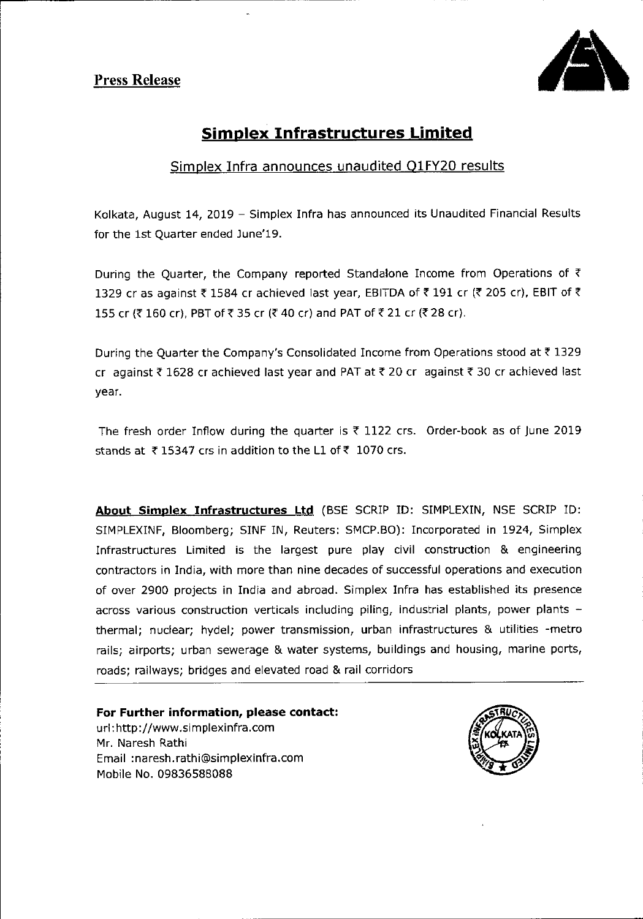**Press Release**

# Simplex Infrastructures Limited

## Simplex Infra announces unaudited Q1FY20 results

Kolkata, August 14, 2019 – Simplex Infra has announced its Unaudited Financial Results for the 1st Quarter ended June'19.

During the Quarter, the Company reported Standalone Income from Operations of ₹ 1329 cr as against ₹ 1584 cr achieved last year, EBITDA of ₹ 191 cr (₹ 205 cr), EBIT of ₹ 155 cr (₹ 160 cr), PBT of ₹ 35 cr (₹ 40 cr) and PAT of ₹ 21 cr (₹ 28 cr).

During the Quarter the Company's Consolidated Income from Operations stood at ₹ 1329 cr against ₹ 1628 cr achieved last year and PAT at ₹ 20 cr against ₹ 30 cr achieved last year.

The fresh order Inflow during the quarter is ₹ 1122 crs. Order-book as of June 2019 stands at ₹ 15347 crs in addition to the L1 of ₹ 1070 crs.

**About Simplex Infrastructures Ltd** (BSE SCRIP ID: SIMPLEXIN, NSE SCRIP ID: SIMPLEXINF, Bloomberg; SINF IN, Reuters: SMCP.BO): Incorporated in 1924, Simplex Infrastructures Limited is the largest pure play civil construction & engineering contractors in India, with more than nine decades of successful operations and execution of over 2900 projects in India and abroad. Simplex Infra has established its presence across various construction verticals including piling, industrial plants, power plants – thermal; nuclear; hydel; power transmission, urban infrastructures & utilities -metro rails; airports; urban sewerage & water systems, buildings and housing, marine ports, roads; railways; bridges and elevated road & rail corridors

**For Further information, please contact:**
url:http://www.simplexinfra.com
Mr. Naresh Rathi
Email :naresh.rathi@simplexinfra.com
Mobile No. 09836588088